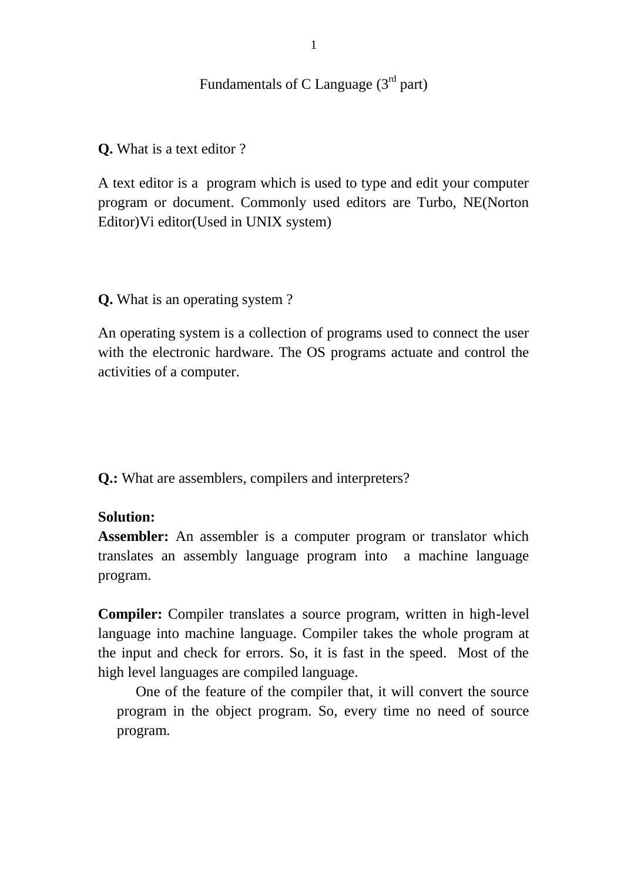# Fundamentals of C Language (3rd part)

**Q.** What is a text editor ?

A text editor is a program which is used to type and edit your computer program or document. Commonly used editors are Turbo, NE(Norton Editor)Vi editor(Used in UNIX system)

**Q.** What is an operating system ?

An operating system is a collection of programs used to connect the user with the electronic hardware. The OS programs actuate and control the activities of a computer.

**Q.:** What are assemblers, compilers and interpreters?

**Solution:**

**Assembler:** An assembler is a computer program or translator which translates an assembly language program into a machine language program.

**Compiler:** Compiler translates a source program, written in high-level language into machine language. Compiler takes the whole program at the input and check for errors. So, it is fast in the speed. Most of the high level languages are compiled language.

One of the feature of the compiler that, it will convert the source program in the object program. So, every time no need of source program.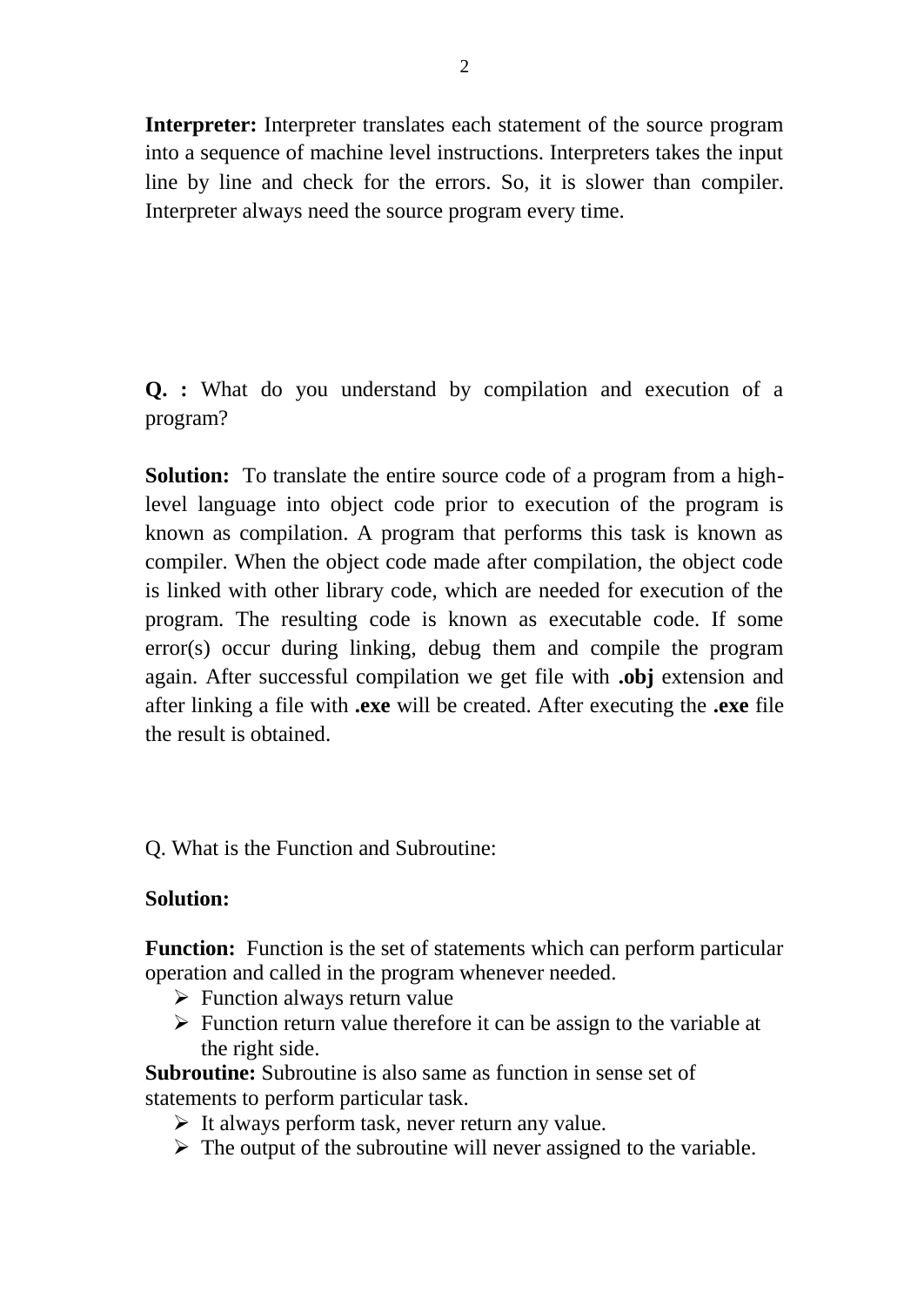**Interpreter:** Interpreter translates each statement of the source program into a sequence of machine level instructions. Interpreters takes the input line by line and check for the errors. So, it is slower than compiler. Interpreter always need the source program every time.

**Q. :** What do you understand by compilation and execution of a program?

**Solution:** To translate the entire source code of a program from a high-level language into object code prior to execution of the program is known as compilation. A program that performs this task is known as compiler. When the object code made after compilation, the object code is linked with other library code, which are needed for execution of the program. The resulting code is known as executable code. If some error(s) occur during linking, debug them and compile the program again. After successful compilation we get file with **.obj** extension and after linking a file with **.exe** will be created. After executing the **.exe** file the result is obtained.

Q. What is the Function and Subroutine:

**Solution:**

**Function:** Function is the set of statements which can perform particular operation and called in the program whenever needed.

- Function always return value
- Function return value therefore it can be assign to the variable at the right side.

**Subroutine:** Subroutine is also same as function in sense set of statements to perform particular task.

- It always perform task, never return any value.
- The output of the subroutine will never assigned to the variable.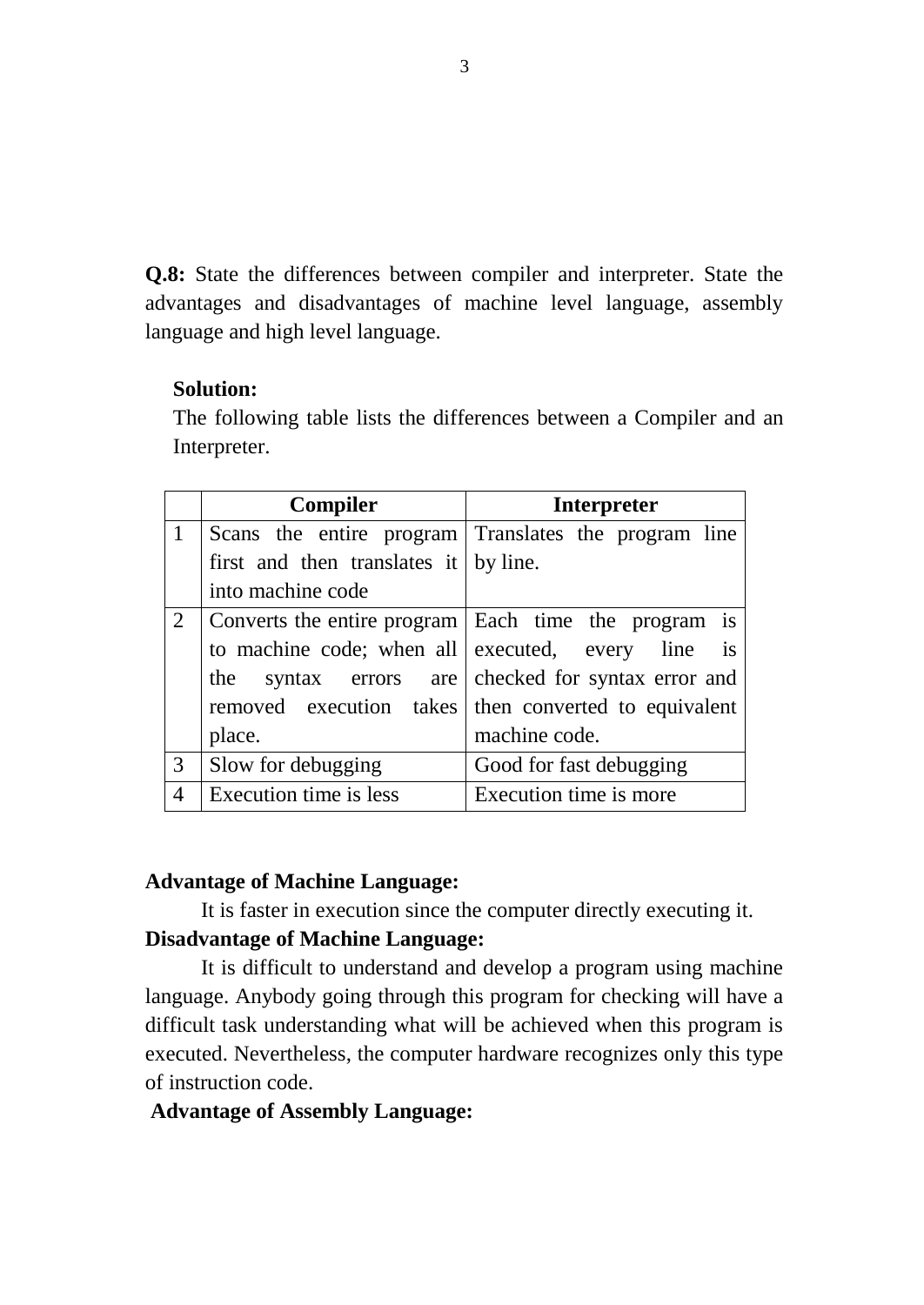**Q.8:** State the differences between compiler and interpreter. State the advantages and disadvantages of machine level language, assembly language and high level language.

**Solution:**

The following table lists the differences between a Compiler and an Interpreter.

| | **Compiler** | **Interpreter** |
|---|---|---|
| 1 | Scans the entire program first and then translates it into machine code | Translates the program line by line. |
| 2 | Converts the entire program to machine code; when all the syntax errors are removed execution takes place. | Each time the program is executed, every line is checked for syntax error and then converted to equivalent machine code. |
| 3 | Slow for debugging | Good for fast debugging |
| 4 | Execution time is less | Execution time is more |

**Advantage of Machine Language:**

It is faster in execution since the computer directly executing it.

**Disadvantage of Machine Language:**

It is difficult to understand and develop a program using machine language. Anybody going through this program for checking will have a difficult task understanding what will be achieved when this program is executed. Nevertheless, the computer hardware recognizes only this type of instruction code.

**Advantage of Assembly Language:**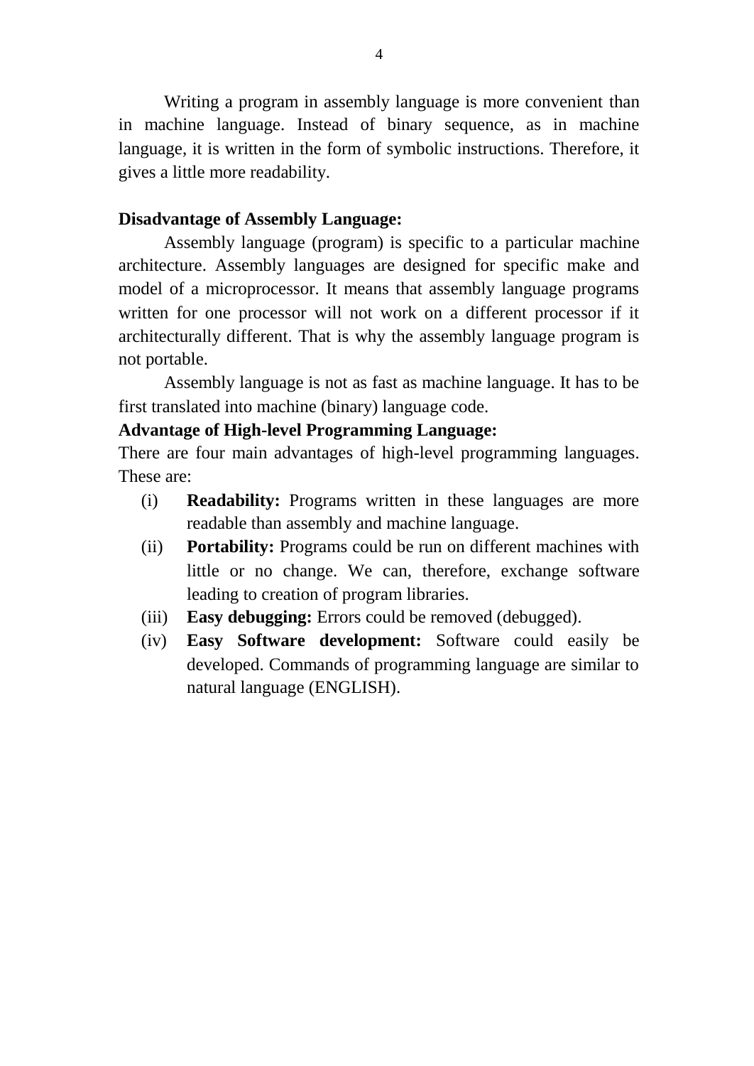Writing a program in assembly language is more convenient than in machine language. Instead of binary sequence, as in machine language, it is written in the form of symbolic instructions. Therefore, it gives a little more readability.

**Disadvantage of Assembly Language:**

Assembly language (program) is specific to a particular machine architecture. Assembly languages are designed for specific make and model of a microprocessor. It means that assembly language programs written for one processor will not work on a different processor if it architecturally different. That is why the assembly language program is not portable.

Assembly language is not as fast as machine language. It has to be first translated into machine (binary) language code.

**Advantage of High-level Programming Language:**

There are four main advantages of high-level programming languages. These are:

(i) **Readability:** Programs written in these languages are more readable than assembly and machine language.

(ii) **Portability:** Programs could be run on different machines with little or no change. We can, therefore, exchange software leading to creation of program libraries.

(iii) **Easy debugging:** Errors could be removed (debugged).

(iv) **Easy Software development:** Software could easily be developed. Commands of programming language are similar to natural language (ENGLISH).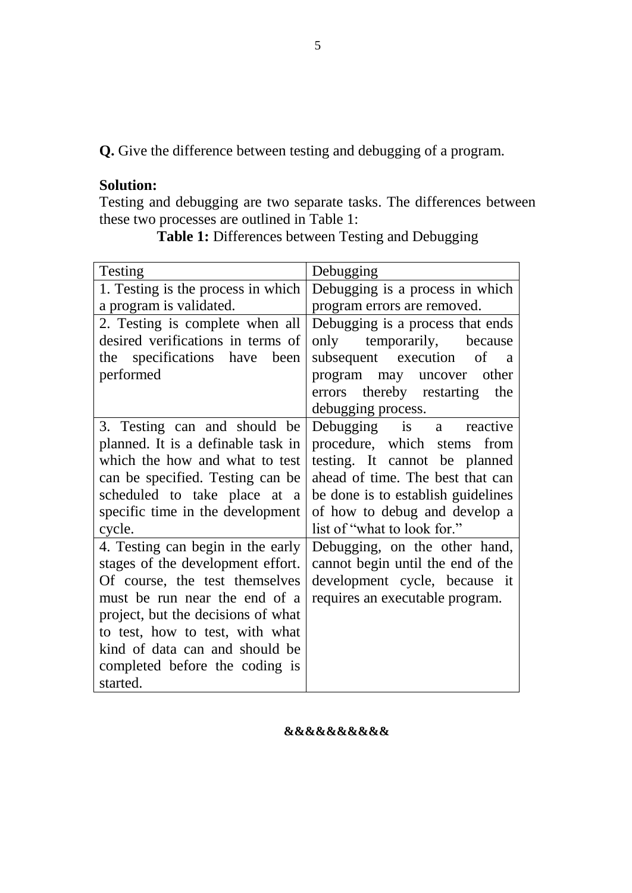**Q.** Give the difference between testing and debugging of a program.

**Solution:**
Testing and debugging are two separate tasks. The differences between these two processes are outlined in Table 1:

**Table 1:** Differences between Testing and Debugging

| Testing | Debugging |
|---|---|
| 1. Testing is the process in which a program is validated. | Debugging is a process in which program errors are removed. |
| 2. Testing is complete when all desired verifications in terms of the specifications have been performed | Debugging is a process that ends only temporarily, because subsequent execution of a program may uncover other errors thereby restarting the debugging process. |
| 3. Testing can and should be planned. It is a definable task in which the how and what to test can be specified. Testing can be scheduled to take place at a specific time in the development cycle. | Debugging is a reactive procedure, which stems from testing. It cannot be planned ahead of time. The best that can be done is to establish guidelines of how to debug and develop a list of "what to look for." |
| 4. Testing can begin in the early stages of the development effort. Of course, the test themselves must be run near the end of a project, but the decisions of what to test, how to test, with what kind of data can and should be completed before the coding is started. | Debugging, on the other hand, cannot begin until the end of the development cycle, because it requires an executable program. |

**&&&&&&&&&&**